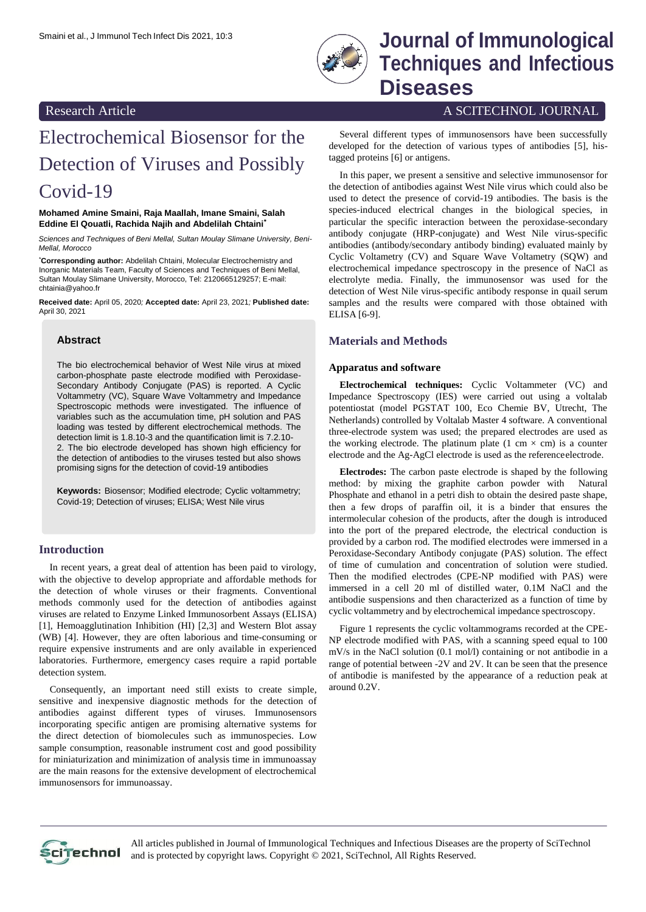Research Article

# Electrochemical Biosensor for the Detection of Viruses and Possibly Covid-19

**Mohamed Amine Smaini, Raja Maallah, Imane Smaini, Salah Eddine El Qouatli, Rachida Najih and Abdelilah Chtaini***

*Sciences and Techniques of Beni Mellal, Sultan Moulay Slimane University, Beni-Mellal, Morocco*

***Corresponding author:** Abdelilah Chtaini, Molecular Electrochemistry and Inorganic Materials Team, Faculty of Sciences and Techniques of Beni Mellal, Sultan Moulay Slimane University, Morocco, Tel: 2120665129257; E-mail: chtainia@yahoo.fr

**Received date:** April 05, 2020; **Accepted date:** April 23, 2021; **Published date:** April 30, 2021

## Abstract

The bio electrochemical behavior of West Nile virus at mixed carbon-phosphate paste electrode modified with Peroxidase-Secondary Antibody Conjugate (PAS) is reported. A Cyclic Voltammetry (VC), Square Wave Voltammetry and Impedance Spectroscopic methods were investigated. The influence of variables such as the accumulation time, pH solution and PAS loading was tested by different electrochemical methods. The detection limit is 1.8.10-3 and the quantification limit is 7.2.10-2. The bio electrode developed has shown high efficiency for the detection of antibodies to the viruses tested but also shows promising signs for the detection of covid-19 antibodies

**Keywords:** Biosensor; Modified electrode; Cyclic voltammetry; Covid-19; Detection of viruses; ELISA; West Nile virus

## Introduction

In recent years, a great deal of attention has been paid to virology, with the objective to develop appropriate and affordable methods for the detection of whole viruses or their fragments. Conventional methods commonly used for the detection of antibodies against viruses are related to Enzyme Linked Immunosorbent Assays (ELISA) [1], Hemoagglutination Inhibition (HI) [2,3] and Western Blot assay (WB) [4]. However, they are often laborious and time-consuming or require expensive instruments and are only available in experienced laboratories. Furthermore, emergency cases require a rapid portable detection system.

Consequently, an important need still exists to create simple, sensitive and inexpensive diagnostic methods for the detection of antibodies against different types of viruses. Immunosensors incorporating specific antigen are promising alternative systems for the direct detection of biomolecules such as immunospecies. Low sample consumption, reasonable instrument cost and good possibility for miniaturization and minimization of analysis time in immunoassay are the main reasons for the extensive development of electrochemical immunosensors for immunoassay.

Several different types of immunosensors have been successfully developed for the detection of various types of antibodies [5], his-tagged proteins [6] or antigens.

In this paper, we present a sensitive and selective immunosensor for the detection of antibodies against West Nile virus which could also be used to detect the presence of corvid-19 antibodies. The basis is the species-induced electrical changes in the biological species, in particular the specific interaction between the peroxidase-secondary antibody conjugate (HRP-conjugate) and West Nile virus-specific antibodies (antibody/secondary antibody binding) evaluated mainly by Cyclic Voltammetry (CV) and Square Wave Voltammetry (SQW) and electrochemical impedance spectroscopy in the presence of NaCl as electrolyte media. Finally, the immunosensor was used for the detection of West Nile virus-specific antibody response in quail serum samples and the results were compared with those obtained with ELISA [6-9].

## Materials and Methods

### Apparatus and software

**Electrochemical techniques:** Cyclic Voltammeter (VC) and Impedance Spectroscopy (IES) were carried out using a voltalab potentiostat (model PGSTAT 100, Eco Chemie BV, Utrecht, The Netherlands) controlled by Voltalab Master 4 software. A conventional three-electrode system was used; the prepared electrodes are used as the working electrode. The platinum plate (1 cm × cm) is a counter electrode and the Ag-AgCl electrode is used as the reference electrode.

**Electrodes:** The carbon paste electrode is shaped by the following method: by mixing the graphite carbon powder with Natural Phosphate and ethanol in a petri dish to obtain the desired paste shape, then a few drops of paraffin oil, it is a binder that ensures the intermolecular cohesion of the products, after the dough is introduced into the port of the prepared electrode, the electrical conduction is provided by a carbon rod. The modified electrodes were immersed in a Peroxidase-Secondary Antibody conjugate (PAS) solution. The effect of time of cumulation and concentration of solution were studied. Then the modified electrodes (CPE-NP modified with PAS) were immersed in a cell 20 ml of distilled water, 0.1M NaCl and the antibodie suspensions and then characterized as a function of time by cyclic voltammetry and by electrochemical impedance spectroscopy.

Figure 1 represents the cyclic voltammograms recorded at the CPE-NP electrode modified with PAS, with a scanning speed equal to 100 mV/s in the NaCl solution (0.1 mol/l) containing or not antibodie in a range of potential between -2V and 2V. It can be seen that the presence of antibodie is manifested by the appearance of a reduction peak at around 0.2V.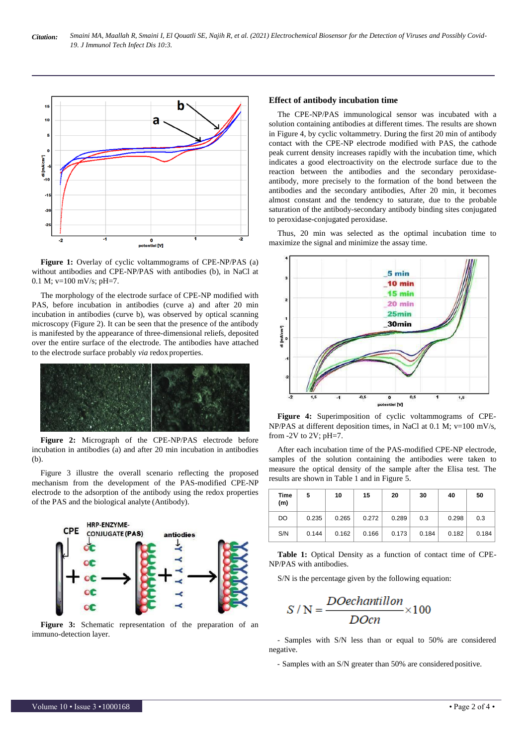**Figure 1:** Overlay of cyclic voltammograms of CPE-NP/PAS (a) without antibodies and CPE-NP/PAS with antibodies (b), in NaCl at 0.1 M; v=100 mV/s; pH=7.

The morphology of the electrode surface of CPE-NP modified with PAS, before incubation in antibodies (curve a) and after 20 min incubation in antibodies (curve b), was observed by optical scanning microscopy (Figure 2). It can be seen that the presence of the antibody is manifested by the appearance of three-dimensional reliefs, deposited over the entire surface of the electrode. The antibodies have attached to the electrode surface probably *via* redox properties.

**Figure 2:** Micrograph of the CPE-NP/PAS electrode before incubation in antibodies (a) and after 20 min incubation in antibodies (b).

Figure 3 illustre the overall scenario reflecting the proposed mechanism from the development of the PAS-modified CPE-NP electrode to the adsorption of the antibody using the redox properties of the PAS and the biological analyte (Antibody).

**Figure 3:** Schematic representation of the preparation of an immuno-detection layer.

### Effect of antibody incubation time

The CPE-NP/PAS immunological sensor was incubated with a solution containing antibodies at different times. The results are shown in Figure 4, by cyclic voltammetry. During the first 20 min of antibody contact with the CPE-NP electrode modified with PAS, the cathode peak current density increases rapidly with the incubation time, which indicates a good electroactivity on the electrode surface due to the reaction between the antibodies and the secondary peroxidase-antibody, more precisely to the formation of the bond between the antibodies and the secondary antibodies, After 20 min, it becomes almost constant and the tendency to saturate, due to the probable saturation of the antibody-secondary antibody binding sites conjugated to peroxidase-conjugated peroxidase.

Thus, 20 min was selected as the optimal incubation time to maximize the signal and minimize the assay time.

**Figure 4:** Superimposition of cyclic voltammograms of CPE-NP/PAS at different deposition times, in NaCl at 0.1 M; v=100 mV/s, from -2V to 2V; pH=7.

After each incubation time of the PAS-modified CPE-NP electrode, samples of the solution containing the antibodies were taken to measure the optical density of the sample after the Elisa test. The results are shown in Table 1 and in Figure 5.

| Time (m) | 5 | 10 | 15 | 20 | 30 | 40 | 50 |
|---|---|---|---|---|---|---|---|
| DO | 0.235 | 0.265 | 0.272 | 0.289 | 0.3 | 0.298 | 0.3 |
| S/N | 0.144 | 0.162 | 0.166 | 0.173 | 0.184 | 0.182 | 0.184 |

**Table 1:** Optical Density as a function of contact time of CPE-NP/PAS with antibodies.

S/N is the percentage given by the following equation:

$$S/N = \frac{DOechantillon}{DOcn} \times 100$$

- Samples with S/N less than or equal to 50% are considered negative.

- Samples with an S/N greater than 50% are considered positive.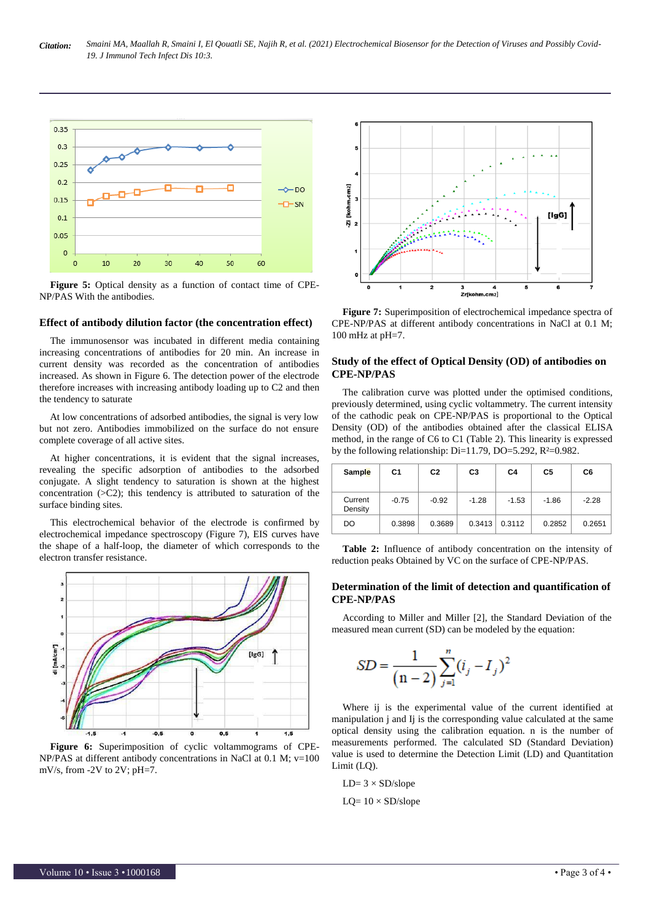Figure 5: Optical density as a function of contact time of CPE-NP/PAS With the antibodies.

## Effect of antibody dilution factor (the concentration effect)

The immunosensor was incubated in different media containing increasing concentrations of antibodies for 20 min. An increase in current density was recorded as the concentration of antibodies increased. As shown in Figure 6. The detection power of the electrode therefore increases with increasing antibody loading up to C2 and then the tendency to saturate

At low concentrations of adsorbed antibodies, the signal is very low but not zero. Antibodies immobilized on the surface do not ensure complete coverage of all active sites.

At higher concentrations, it is evident that the signal increases, revealing the specific adsorption of antibodies to the adsorbed conjugate. A slight tendency to saturation is shown at the highest concentration (>C2); this tendency is attributed to saturation of the surface binding sites.

This electrochemical behavior of the electrode is confirmed by electrochemical impedance spectroscopy (Figure 7), EIS curves have the shape of a half-loop, the diameter of which corresponds to the electron transfer resistance.

Figure 6: Superimposition of cyclic voltammograms of CPE-NP/PAS at different antibody concentrations in NaCl at 0.1 M; v=100 mV/s, from -2V to 2V; pH=7.

Figure 7: Superimposition of electrochemical impedance spectra of CPE-NP/PAS at different antibody concentrations in NaCl at 0.1 M; 100 mHz at pH=7.

## Study of the effect of Optical Density (OD) of antibodies on CPE-NP/PAS

The calibration curve was plotted under the optimised conditions, previously determined, using cyclic voltammetry. The current intensity of the cathodic peak on CPE-NP/PAS is proportional to the Optical Density (OD) of the antibodies obtained after the classical ELISA method, in the range of C6 to C1 (Table 2). This linearity is expressed by the following relationship: Di=11.79, DO=5.292, $R^2$=0.982.

| Sample | C1 | C2 | C3 | C4 | C5 | C6 |
|---|---|---|---|---|---|---|
| Current Density | -0.75 | -0.92 | -1.28 | -1.53 | -1.86 | -2.28 |
| DO | 0.3898 | 0.3689 | 0.3413 | 0.3112 | 0.2852 | 0.2651 |

Table 2: Influence of antibody concentration on the intensity of reduction peaks Obtained by VC on the surface of CPE-NP/PAS.

## Determination of the limit of detection and quantification of CPE-NP/PAS

According to Miller and Miller [2], the Standard Deviation of the measured mean current (SD) can be modeled by the equation:

$$SD = \frac{1}{(n-2)} \sum_{j=1}^{n} (i_j - I_j)^2$$

Where ij is the experimental value of the current identified at manipulation j and Ij is the corresponding value calculated at the same optical density using the calibration equation. n is the number of measurements performed. The calculated SD (Standard Deviation) value is used to determine the Detection Limit (LD) and Quantitation Limit (LQ).

LD= 3 × SD/slope

LQ= 10 × SD/slope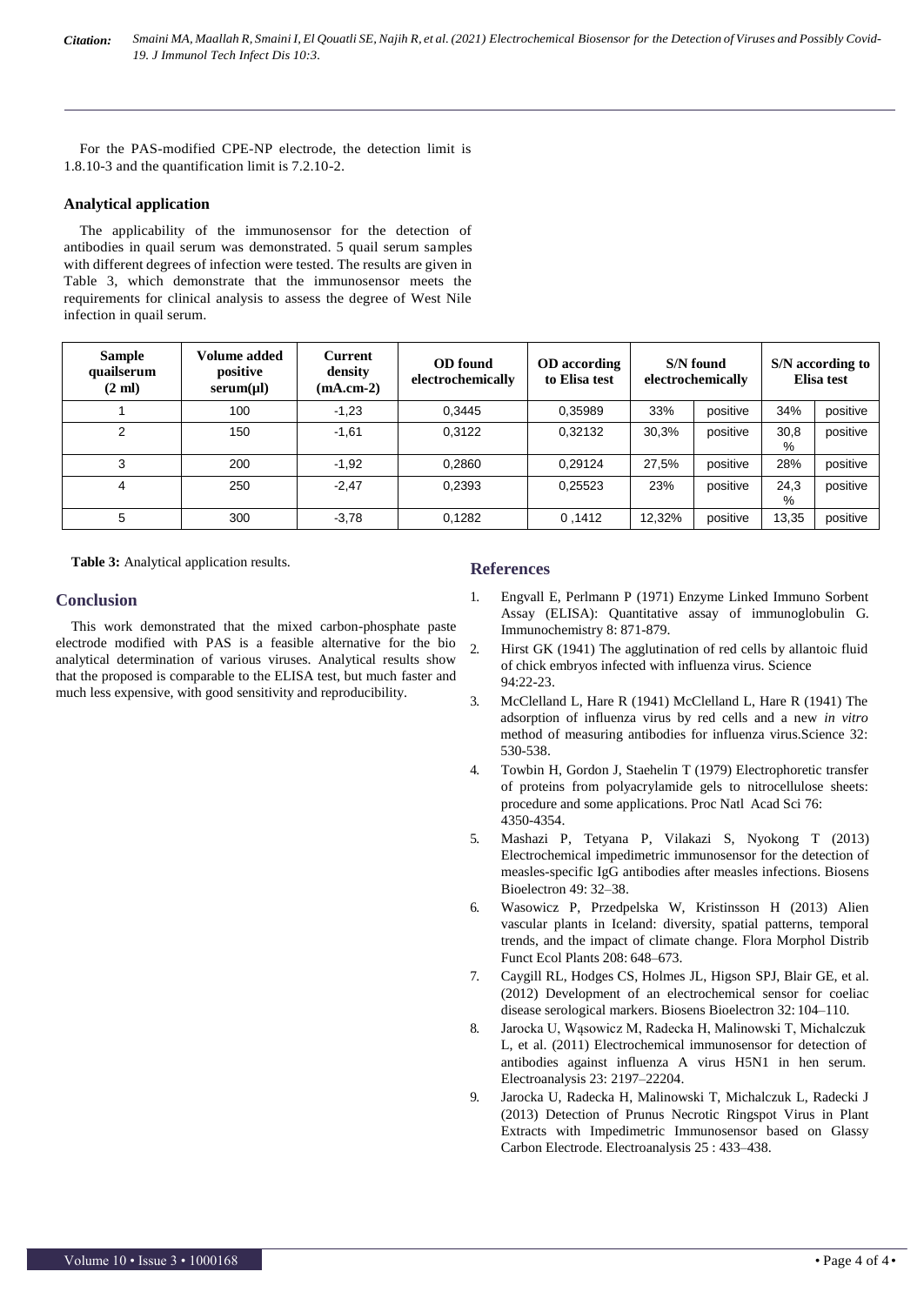For the PAS-modified CPE-NP electrode, the detection limit is 1.8.10-3 and the quantification limit is 7.2.10-2.

### Analytical application

The applicability of the immunosensor for the detection of antibodies in quail serum was demonstrated. 5 quail serum samples with different degrees of infection were tested. The results are given in Table 3, which demonstrate that the immunosensor meets the requirements for clinical analysis to assess the degree of West Nile infection in quail serum.

| Sample quailserum (2 ml) | Volume added positive serum(µl) | Current density (mA.cm-2) | OD found electrochemically | OD according to Elisa test | S/N found electrochemically | | S/N according to Elisa test | |
|---|---|---|---|---|---|---|---|---|
| 1 | 100 | -1,23 | 0,3445 | 0,35989 | 33% | positive | 34% | positive |
| 2 | 150 | -1,61 | 0,3122 | 0,32132 | 30,3% | positive | 30,8 % | positive |
| 3 | 200 | -1,92 | 0,2860 | 0,29124 | 27,5% | positive | 28% | positive |
| 4 | 250 | -2,47 | 0,2393 | 0,25523 | 23% | positive | 24,3 % | positive |
| 5 | 300 | -3,78 | 0,1282 | 0 ,1412 | 12,32% | positive | 13,35 | positive |

**Table 3:** Analytical application results.

## Conclusion

This work demonstrated that the mixed carbon-phosphate paste electrode modified with PAS is a feasible alternative for the bio analytical determination of various viruses. Analytical results show that the proposed is comparable to the ELISA test, but much faster and much less expensive, with good sensitivity and reproducibility.

## References

1. Engvall E, Perlmann P (1971) Enzyme Linked Immuno Sorbent Assay (ELISA): Quantitative assay of immunoglobulin G. Immunochemistry 8: 871-879.
2. Hirst GK (1941) The agglutination of red cells by allantoic fluid of chick embryos infected with influenza virus. Science 94:22-23.
3. McClelland L, Hare R (1941) McClelland L, Hare R (1941) The adsorption of influenza virus by red cells and a new *in vitro* method of measuring antibodies for influenza virus.Science 32: 530-538.
4. Towbin H, Gordon J, Staehelin T (1979) Electrophoretic transfer of proteins from polyacrylamide gels to nitrocellulose sheets: procedure and some applications. Proc Natl Acad Sci 76: 4350-4354.
5. Mashazi P, Tetyana P, Vilakazi S, Nyokong T (2013) Electrochemical impedimetric immunosensor for the detection of measles-specific IgG antibodies after measles infections. Biosens Bioelectron 49: 32–38.
6. Wasowicz P, Przedpelska W, Kristinsson H (2013) Alien vascular plants in Iceland: diversity, spatial patterns, temporal trends, and the impact of climate change. Flora Morphol Distrib Funct Ecol Plants 208: 648–673.
7. Caygill RL, Hodges CS, Holmes JL, Higson SPJ, Blair GE, et al. (2012) Development of an electrochemical sensor for coeliac disease serological markers. Biosens Bioelectron 32: 104–110.
8. Jarocka U, Wąsowicz M, Radecka H, Malinowski T, Michalczuk L, et al. (2011) Electrochemical immunosensor for detection of antibodies against influenza A virus H5N1 in hen serum. Electroanalysis 23: 2197–22204.
9. Jarocka U, Radecka H, Malinowski T, Michalczuk L, Radecki J (2013) Detection of Prunus Necrotic Ringspot Virus in Plant Extracts with Impedimetric Immunosensor based on Glassy Carbon Electrode. Electroanalysis 25 : 433–438.